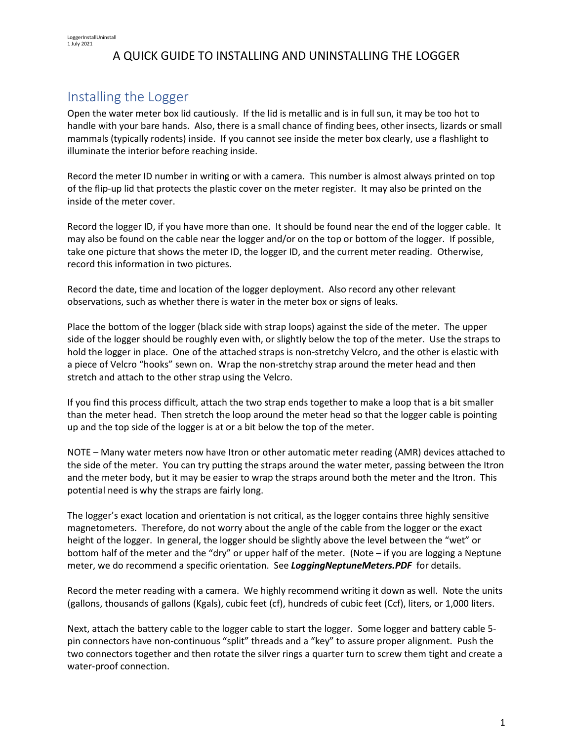# A QUICK GUIDE TO INSTALLING AND UNINSTALLING THE LOGGER

## Installing the Logger

Open the water meter box lid cautiously. If the lid is metallic and is in full sun, it may be too hot to handle with your bare hands. Also, there is a small chance of finding bees, other insects, lizards or small mammals (typically rodents) inside. If you cannot see inside the meter box clearly, use a flashlight to illuminate the interior before reaching inside.

Record the meter ID number in writing or with a camera. This number is almost always printed on top of the flip-up lid that protects the plastic cover on the meter register. It may also be printed on the inside of the meter cover.

Record the logger ID, if you have more than one. It should be found near the end of the logger cable. It may also be found on the cable near the logger and/or on the top or bottom of the logger. If possible, take one picture that shows the meter ID, the logger ID, and the current meter reading. Otherwise, record this information in two pictures.

Record the date, time and location of the logger deployment. Also record any other relevant observations, such as whether there is water in the meter box or signs of leaks.

Place the bottom of the logger (black side with strap loops) against the side of the meter. The upper side of the logger should be roughly even with, or slightly below the top of the meter. Use the straps to hold the logger in place. One of the attached straps is non-stretchy Velcro, and the other is elastic with a piece of Velcro "hooks" sewn on. Wrap the non-stretchy strap around the meter head and then stretch and attach to the other strap using the Velcro.

If you find this process difficult, attach the two strap ends together to make a loop that is a bit smaller than the meter head. Then stretch the loop around the meter head so that the logger cable is pointing up and the top side of the logger is at or a bit below the top of the meter.

NOTE – Many water meters now have Itron or other automatic meter reading (AMR) devices attached to the side of the meter. You can try putting the straps around the water meter, passing between the Itron and the meter body, but it may be easier to wrap the straps around both the meter and the Itron. This potential need is why the straps are fairly long.

The logger's exact location and orientation is not critical, as the logger contains three highly sensitive magnetometers. Therefore, do not worry about the angle of the cable from the logger or the exact height of the logger. In general, the logger should be slightly above the level between the "wet" or bottom half of the meter and the "dry" or upper half of the meter. (Note – if you are logging a Neptune meter, we do recommend a specific orientation. See ***LoggingNeptuneMeters.PDF*** for details.

Record the meter reading with a camera. We highly recommend writing it down as well. Note the units (gallons, thousands of gallons (Kgals), cubic feet (cf), hundreds of cubic feet (Ccf), liters, or 1,000 liters.

Next, attach the battery cable to the logger cable to start the logger. Some logger and battery cable 5-pin connectors have non-continuous "split" threads and a "key" to assure proper alignment. Push the two connectors together and then rotate the silver rings a quarter turn to screw them tight and create a water-proof connection.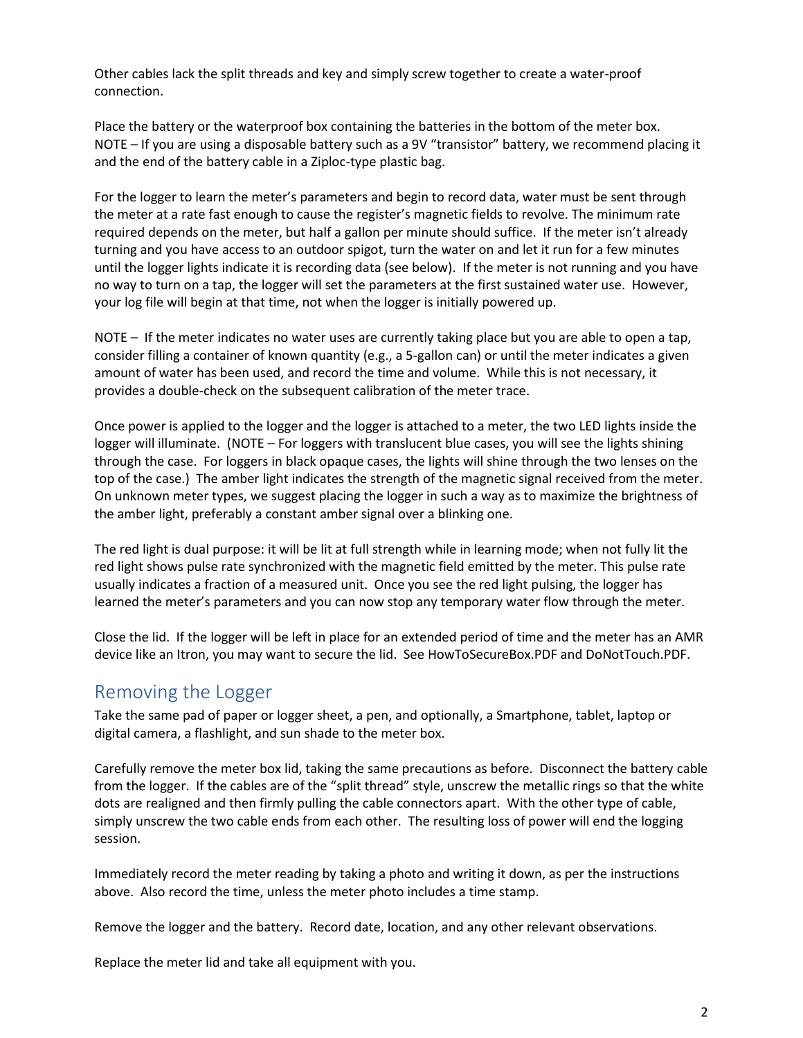Other cables lack the split threads and key and simply screw together to create a water-proof connection.

Place the battery or the waterproof box containing the batteries in the bottom of the meter box. NOTE – If you are using a disposable battery such as a 9V "transistor" battery, we recommend placing it and the end of the battery cable in a Ziploc-type plastic bag.

For the logger to learn the meter's parameters and begin to record data, water must be sent through the meter at a rate fast enough to cause the register's magnetic fields to revolve. The minimum rate required depends on the meter, but half a gallon per minute should suffice. If the meter isn't already turning and you have access to an outdoor spigot, turn the water on and let it run for a few minutes until the logger lights indicate it is recording data (see below). If the meter is not running and you have no way to turn on a tap, the logger will set the parameters at the first sustained water use. However, your log file will begin at that time, not when the logger is initially powered up.

NOTE – If the meter indicates no water uses are currently taking place but you are able to open a tap, consider filling a container of known quantity (e.g., a 5-gallon can) or until the meter indicates a given amount of water has been used, and record the time and volume. While this is not necessary, it provides a double-check on the subsequent calibration of the meter trace.

Once power is applied to the logger and the logger is attached to a meter, the two LED lights inside the logger will illuminate. (NOTE – For loggers with translucent blue cases, you will see the lights shining through the case. For loggers in black opaque cases, the lights will shine through the two lenses on the top of the case.) The amber light indicates the strength of the magnetic signal received from the meter. On unknown meter types, we suggest placing the logger in such a way as to maximize the brightness of the amber light, preferably a constant amber signal over a blinking one.

The red light is dual purpose: it will be lit at full strength while in learning mode; when not fully lit the red light shows pulse rate synchronized with the magnetic field emitted by the meter. This pulse rate usually indicates a fraction of a measured unit. Once you see the red light pulsing, the logger has learned the meter's parameters and you can now stop any temporary water flow through the meter.

Close the lid. If the logger will be left in place for an extended period of time and the meter has an AMR device like an Itron, you may want to secure the lid. See HowToSecureBox.PDF and DoNotTouch.PDF.

## Removing the Logger

Take the same pad of paper or logger sheet, a pen, and optionally, a Smartphone, tablet, laptop or digital camera, a flashlight, and sun shade to the meter box.

Carefully remove the meter box lid, taking the same precautions as before. Disconnect the battery cable from the logger. If the cables are of the "split thread" style, unscrew the metallic rings so that the white dots are realigned and then firmly pulling the cable connectors apart. With the other type of cable, simply unscrew the two cable ends from each other. The resulting loss of power will end the logging session.

Immediately record the meter reading by taking a photo and writing it down, as per the instructions above. Also record the time, unless the meter photo includes a time stamp.

Remove the logger and the battery. Record date, location, and any other relevant observations.

Replace the meter lid and take all equipment with you.